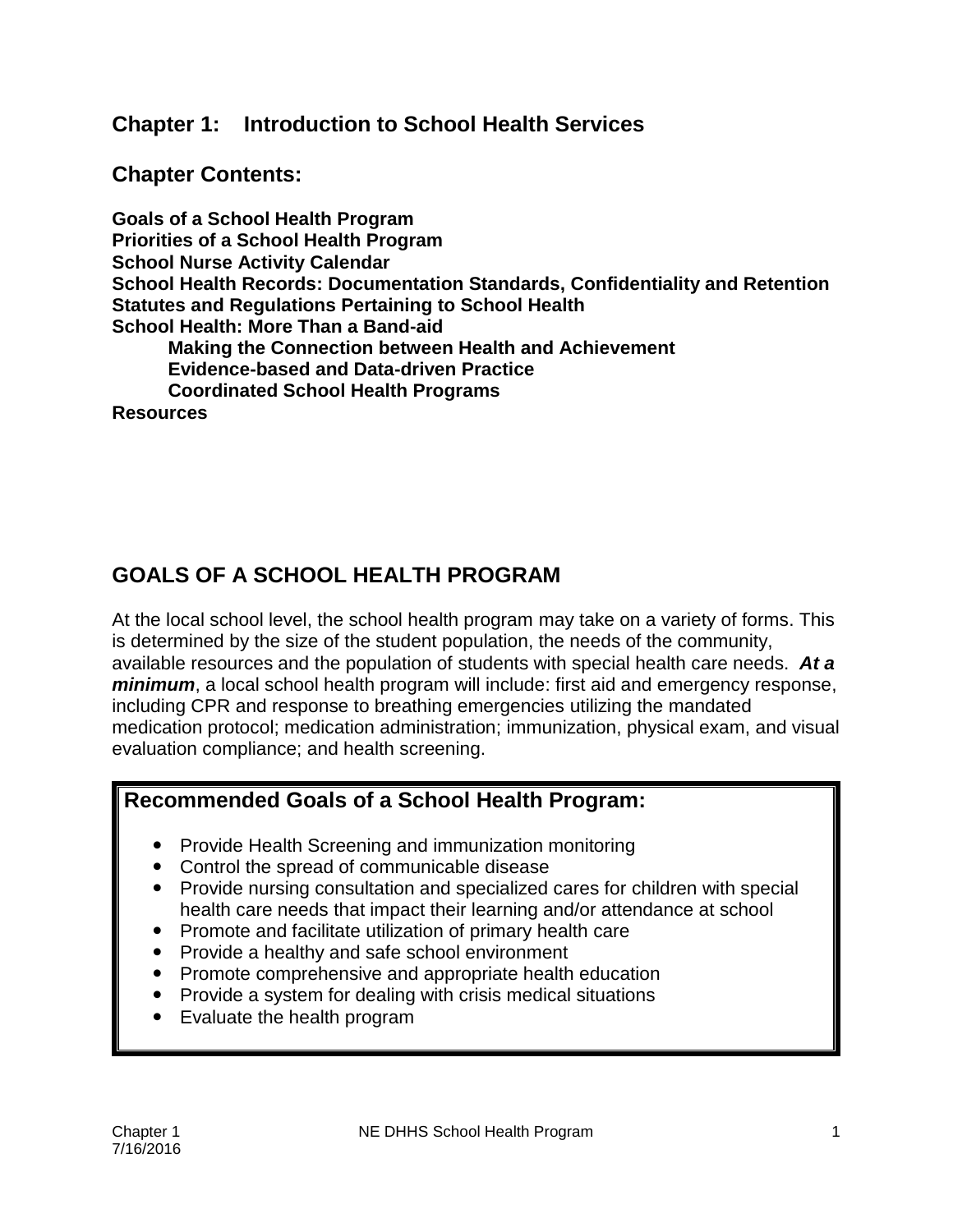# Chapter 1: Introduction to School Health Services

## Chapter Contents:

**Goals of a School Health Program**
**Priorities of a School Health Program**
**School Nurse Activity Calendar**
**School Health Records: Documentation Standards, Confidentiality and Retention**
**Statutes and Regulations Pertaining to School Health**
**School Health: More Than a Band-aid**
- **Making the Connection between Health and Achievement**
- **Evidence-based and Data-driven Practice**
- **Coordinated School Health Programs**

**Resources**

## GOALS OF A SCHOOL HEALTH PROGRAM

At the local school level, the school health program may take on a variety of forms. This is determined by the size of the student population, the needs of the community, available resources and the population of students with special health care needs. ***At a minimum***, a local school health program will include: first aid and emergency response, including CPR and response to breathing emergencies utilizing the mandated medication protocol; medication administration; immunization, physical exam, and visual evaluation compliance; and health screening.

### Recommended Goals of a School Health Program:

- Provide Health Screening and immunization monitoring
- Control the spread of communicable disease
- Provide nursing consultation and specialized cares for children with special health care needs that impact their learning and/or attendance at school
- Promote and facilitate utilization of primary health care
- Provide a healthy and safe school environment
- Promote comprehensive and appropriate health education
- Provide a system for dealing with crisis medical situations
- Evaluate the health program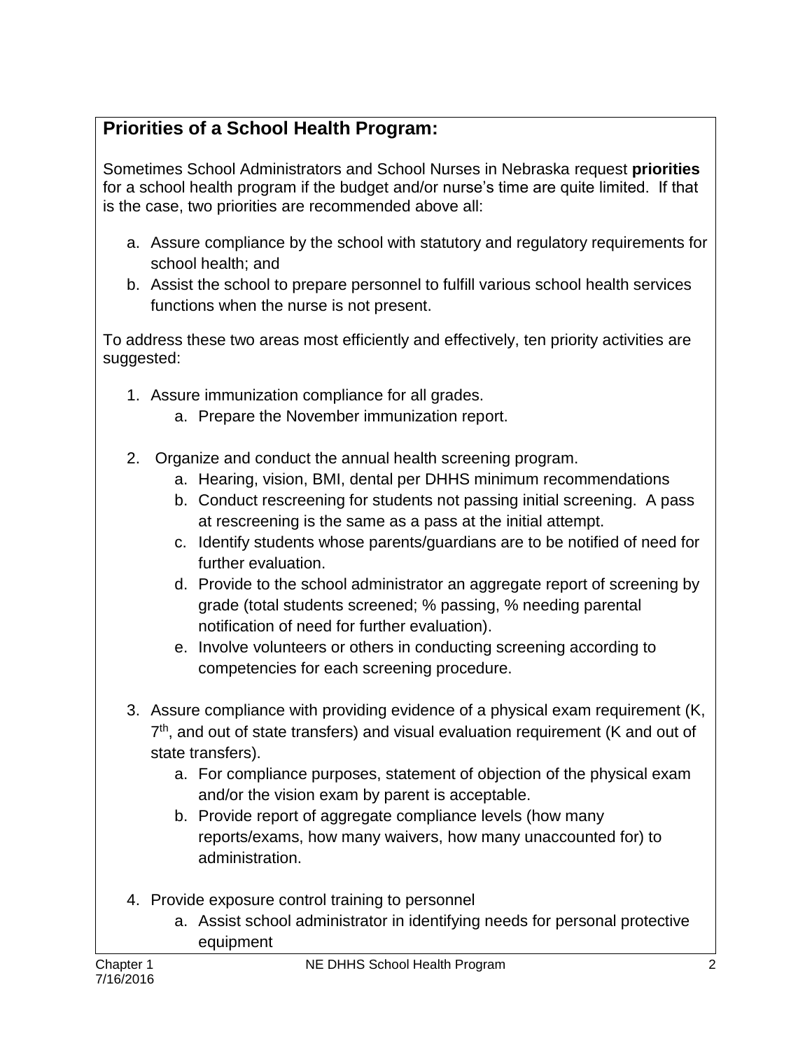## Priorities of a School Health Program:

Sometimes School Administrators and School Nurses in Nebraska request **priorities** for a school health program if the budget and/or nurse's time are quite limited. If that is the case, two priorities are recommended above all:

a. Assure compliance by the school with statutory and regulatory requirements for school health; and
b. Assist the school to prepare personnel to fulfill various school health services functions when the nurse is not present.

To address these two areas most efficiently and effectively, ten priority activities are suggested:

1. Assure immunization compliance for all grades.
   a. Prepare the November immunization report.

2. Organize and conduct the annual health screening program.
   a. Hearing, vision, BMI, dental per DHHS minimum recommendations
   b. Conduct rescreening for students not passing initial screening. A pass at rescreening is the same as a pass at the initial attempt.
   c. Identify students whose parents/guardians are to be notified of need for further evaluation.
   d. Provide to the school administrator an aggregate report of screening by grade (total students screened; % passing, % needing parental notification of need for further evaluation).
   e. Involve volunteers or others in conducting screening according to competencies for each screening procedure.

3. Assure compliance with providing evidence of a physical exam requirement (K, 7th, and out of state transfers) and visual evaluation requirement (K and out of state transfers).
   a. For compliance purposes, statement of objection of the physical exam and/or the vision exam by parent is acceptable.
   b. Provide report of aggregate compliance levels (how many reports/exams, how many waivers, how many unaccounted for) to administration.

4. Provide exposure control training to personnel
   a. Assist school administrator in identifying needs for personal protective equipment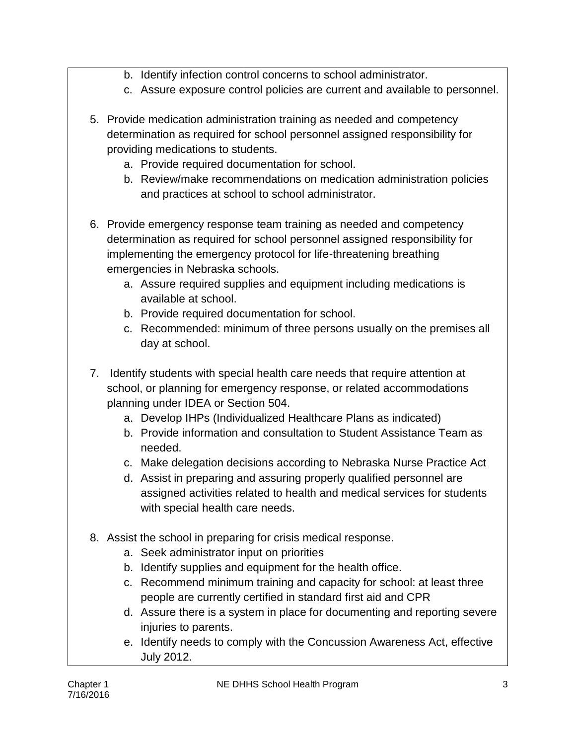b. Identify infection control concerns to school administrator.
   c. Assure exposure control policies are current and available to personnel.

5. Provide medication administration training as needed and competency determination as required for school personnel assigned responsibility for providing medications to students.
   a. Provide required documentation for school.
   b. Review/make recommendations on medication administration policies and practices at school to school administrator.

6. Provide emergency response team training as needed and competency determination as required for school personnel assigned responsibility for implementing the emergency protocol for life-threatening breathing emergencies in Nebraska schools.
   a. Assure required supplies and equipment including medications is available at school.
   b. Provide required documentation for school.
   c. Recommended: minimum of three persons usually on the premises all day at school.

7. Identify students with special health care needs that require attention at school, or planning for emergency response, or related accommodations planning under IDEA or Section 504.
   a. Develop IHPs (Individualized Healthcare Plans as indicated)
   b. Provide information and consultation to Student Assistance Team as needed.
   c. Make delegation decisions according to Nebraska Nurse Practice Act
   d. Assist in preparing and assuring properly qualified personnel are assigned activities related to health and medical services for students with special health care needs.

8. Assist the school in preparing for crisis medical response.
   a. Seek administrator input on priorities
   b. Identify supplies and equipment for the health office.
   c. Recommend minimum training and capacity for school: at least three people are currently certified in standard first aid and CPR
   d. Assure there is a system in place for documenting and reporting severe injuries to parents.
   e. Identify needs to comply with the Concussion Awareness Act, effective July 2012.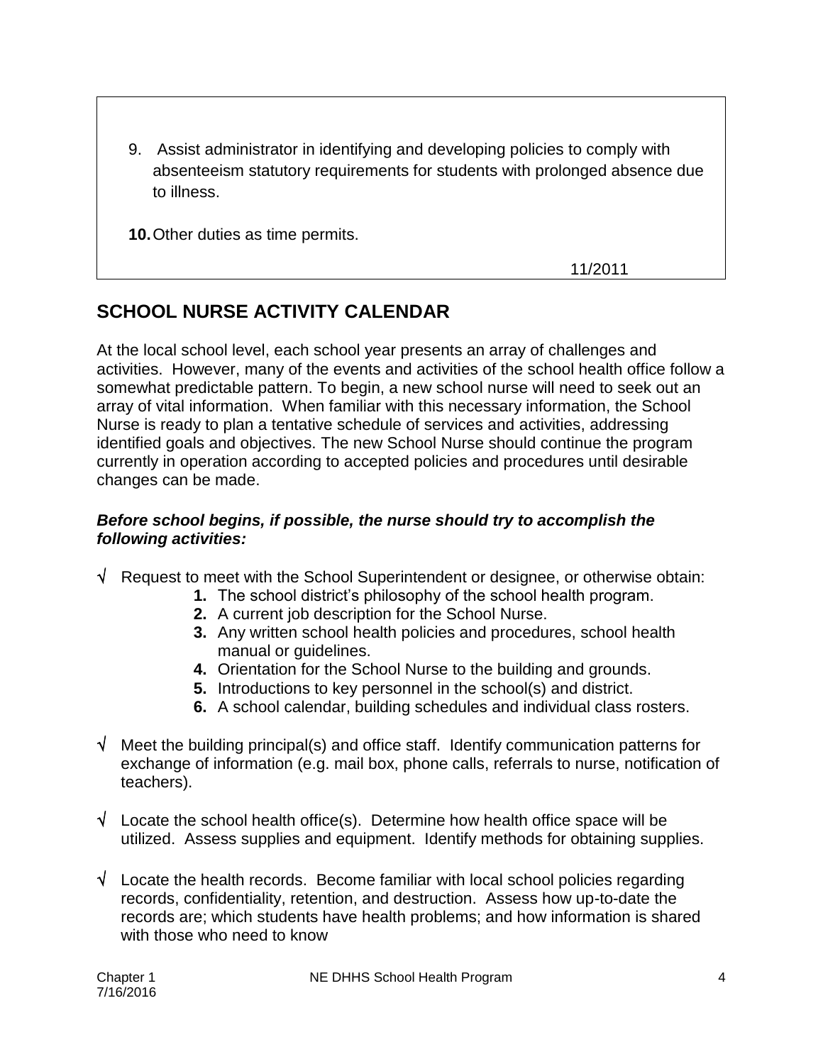9. Assist administrator in identifying and developing policies to comply with absenteeism statutory requirements for students with prolonged absence due to illness.

**10.** Other duties as time permits.

11/2011

## SCHOOL NURSE ACTIVITY CALENDAR

At the local school level, each school year presents an array of challenges and activities. However, many of the events and activities of the school health office follow a somewhat predictable pattern. To begin, a new school nurse will need to seek out an array of vital information. When familiar with this necessary information, the School Nurse is ready to plan a tentative schedule of services and activities, addressing identified goals and objectives. The new School Nurse should continue the program currently in operation according to accepted policies and procedures until desirable changes can be made.

***Before school begins, if possible, the nurse should try to accomplish the following activities:***

√ Request to meet with the School Superintendent or designee, or otherwise obtain:

**1.** The school district's philosophy of the school health program.
**2.** A current job description for the School Nurse.
**3.** Any written school health policies and procedures, school health manual or guidelines.
**4.** Orientation for the School Nurse to the building and grounds.
**5.** Introductions to key personnel in the school(s) and district.
**6.** A school calendar, building schedules and individual class rosters.

√ Meet the building principal(s) and office staff. Identify communication patterns for exchange of information (e.g. mail box, phone calls, referrals to nurse, notification of teachers).

√ Locate the school health office(s). Determine how health office space will be utilized. Assess supplies and equipment. Identify methods for obtaining supplies.

√ Locate the health records. Become familiar with local school policies regarding records, confidentiality, retention, and destruction. Assess how up-to-date the records are; which students have health problems; and how information is shared with those who need to know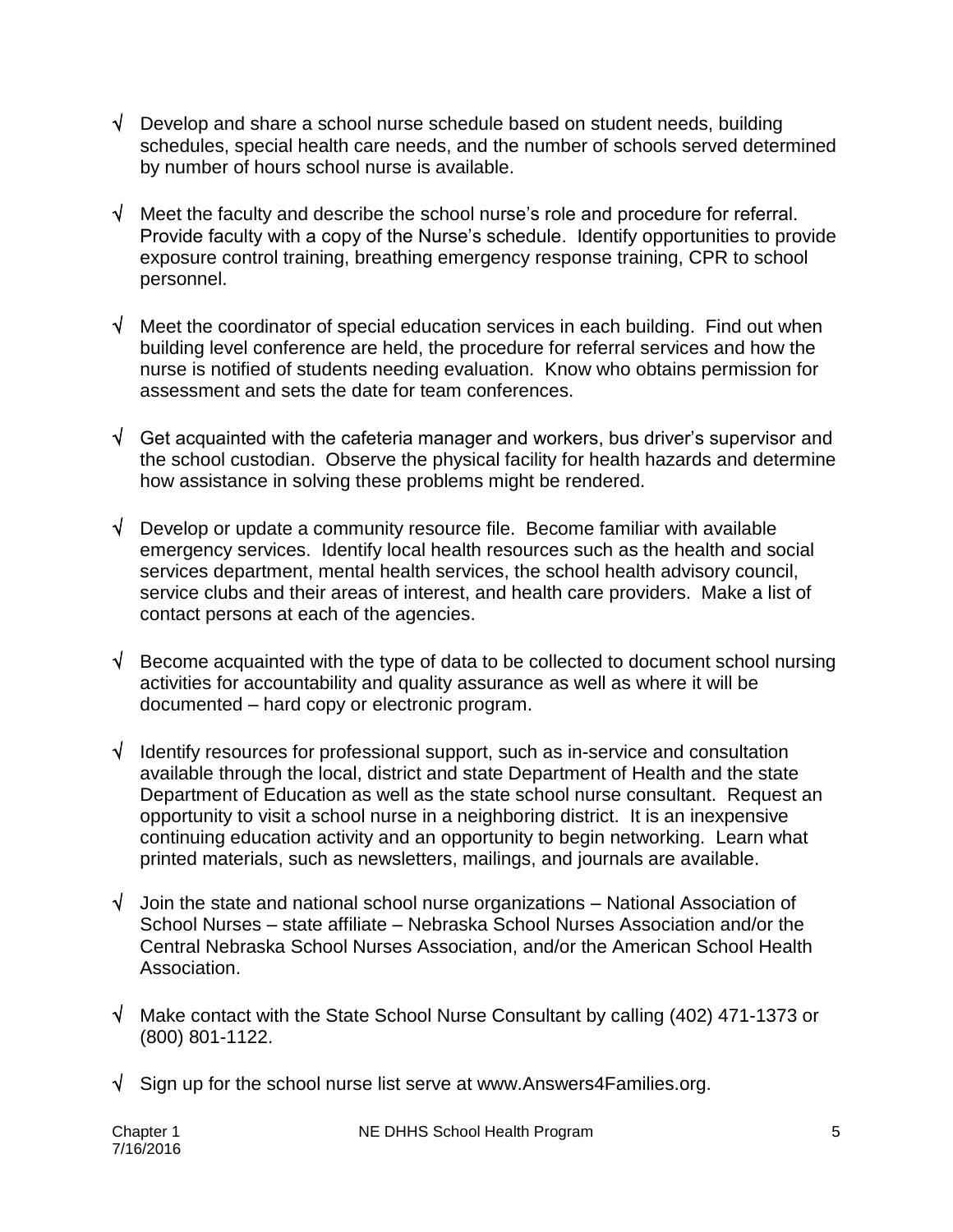- √ Develop and share a school nurse schedule based on student needs, building schedules, special health care needs, and the number of schools served determined by number of hours school nurse is available.

- √ Meet the faculty and describe the school nurse's role and procedure for referral. Provide faculty with a copy of the Nurse's schedule. Identify opportunities to provide exposure control training, breathing emergency response training, CPR to school personnel.

- √ Meet the coordinator of special education services in each building. Find out when building level conference are held, the procedure for referral services and how the nurse is notified of students needing evaluation. Know who obtains permission for assessment and sets the date for team conferences.

- √ Get acquainted with the cafeteria manager and workers, bus driver's supervisor and the school custodian. Observe the physical facility for health hazards and determine how assistance in solving these problems might be rendered.

- √ Develop or update a community resource file. Become familiar with available emergency services. Identify local health resources such as the health and social services department, mental health services, the school health advisory council, service clubs and their areas of interest, and health care providers. Make a list of contact persons at each of the agencies.

- √ Become acquainted with the type of data to be collected to document school nursing activities for accountability and quality assurance as well as where it will be documented – hard copy or electronic program.

- √ Identify resources for professional support, such as in-service and consultation available through the local, district and state Department of Health and the state Department of Education as well as the state school nurse consultant. Request an opportunity to visit a school nurse in a neighboring district. It is an inexpensive continuing education activity and an opportunity to begin networking. Learn what printed materials, such as newsletters, mailings, and journals are available.

- √ Join the state and national school nurse organizations – National Association of School Nurses – state affiliate – Nebraska School Nurses Association and/or the Central Nebraska School Nurses Association, and/or the American School Health Association.

- √ Make contact with the State School Nurse Consultant by calling (402) 471-1373 or (800) 801-1122.

- √ Sign up for the school nurse list serve at www.Answers4Families.org.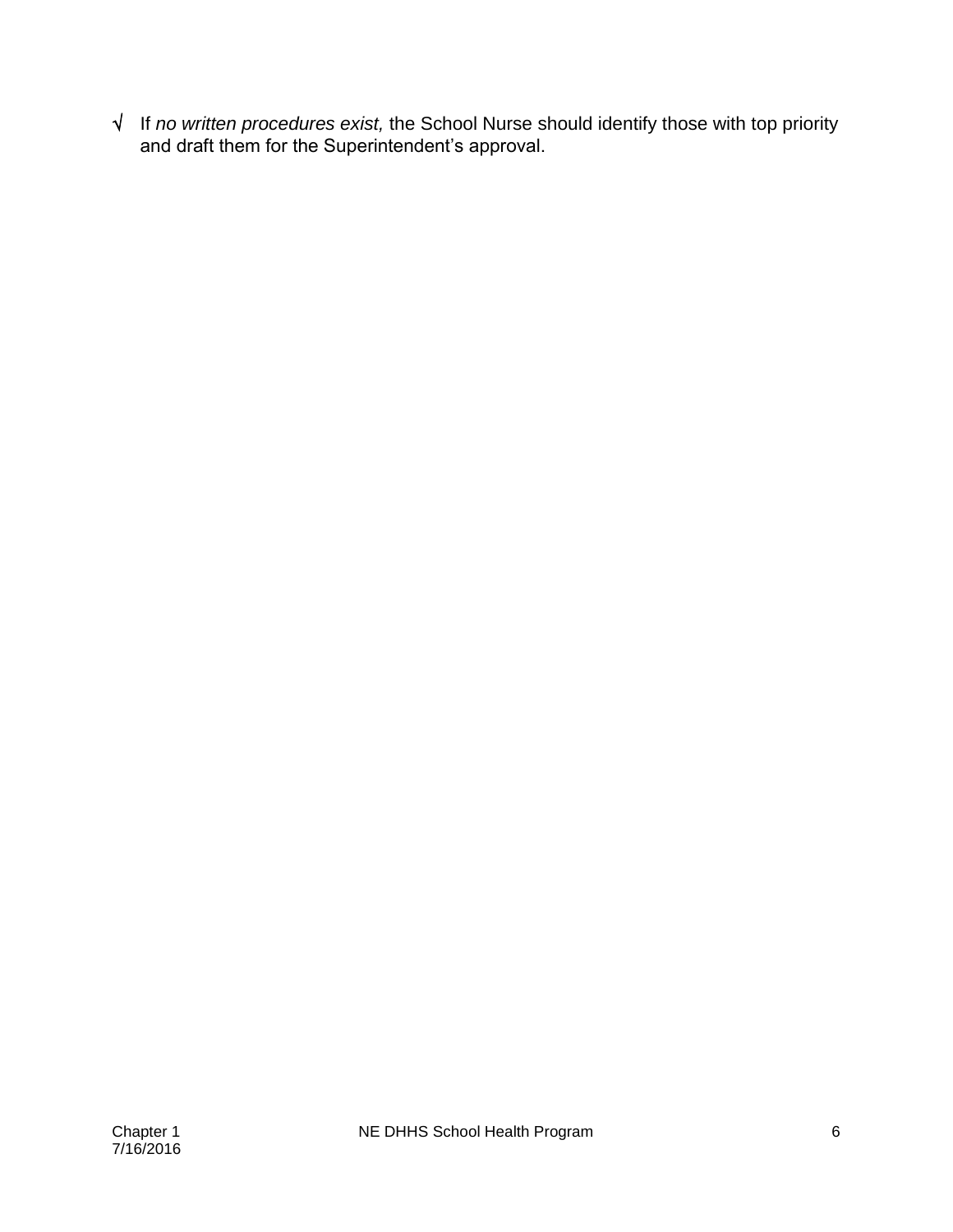√ If *no written procedures exist,* the School Nurse should identify those with top priority and draft them for the Superintendent's approval.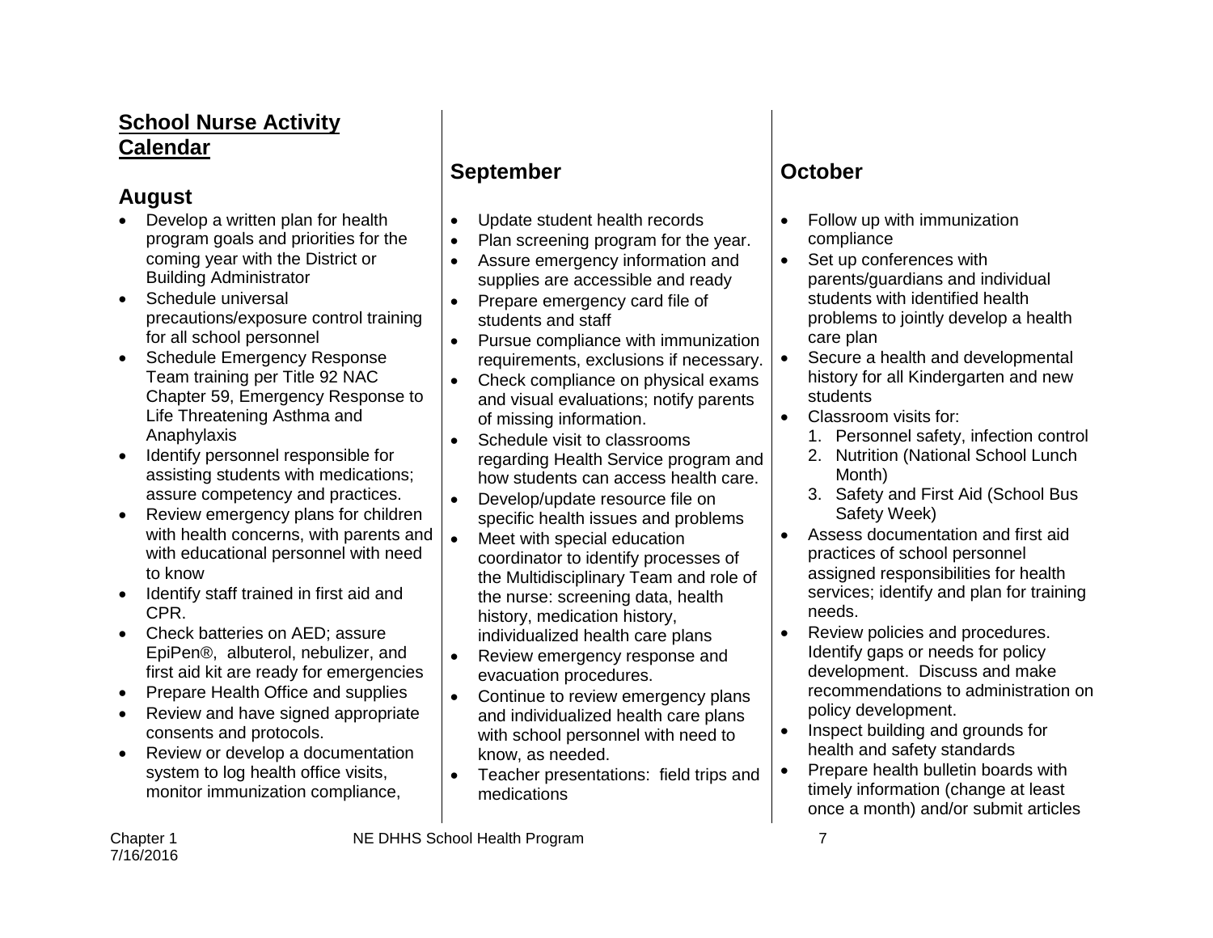**School Nurse Activity Calendar**

## August

- Develop a written plan for health program goals and priorities for the coming year with the District or Building Administrator
- Schedule universal precautions/exposure control training for all school personnel
- Schedule Emergency Response Team training per Title 92 NAC Chapter 59, Emergency Response to Life Threatening Asthma and Anaphylaxis
- Identify personnel responsible for assisting students with medications; assure competency and practices.
- Review emergency plans for children with health concerns, with parents and with educational personnel with need to know
- Identify staff trained in first aid and CPR.
- Check batteries on AED; assure EpiPen®, albuterol, nebulizer, and first aid kit are ready for emergencies
- Prepare Health Office and supplies
- Review and have signed appropriate consents and protocols.
- Review or develop a documentation system to log health office visits, monitor immunization compliance,

## September

- Update student health records
- Plan screening program for the year.
- Assure emergency information and supplies are accessible and ready
- Prepare emergency card file of students and staff
- Pursue compliance with immunization requirements, exclusions if necessary.
- Check compliance on physical exams and visual evaluations; notify parents of missing information.
- Schedule visit to classrooms regarding Health Service program and how students can access health care.
- Develop/update resource file on specific health issues and problems
- Meet with special education coordinator to identify processes of the Multidisciplinary Team and role of the nurse: screening data, health history, medication history, individualized health care plans
- Review emergency response and evacuation procedures.
- Continue to review emergency plans and individualized health care plans with school personnel with need to know, as needed.
- Teacher presentations: field trips and medications

## October

- Follow up with immunization compliance
- Set up conferences with parents/guardians and individual students with identified health problems to jointly develop a health care plan
- Secure a health and developmental history for all Kindergarten and new students
- Classroom visits for:
  1. Personnel safety, infection control
  2. Nutrition (National School Lunch Month)
  3. Safety and First Aid (School Bus Safety Week)
- Assess documentation and first aid practices of school personnel assigned responsibilities for health services; identify and plan for training needs.
- Review policies and procedures. Identify gaps or needs for policy development. Discuss and make recommendations to administration on policy development.
- Inspect building and grounds for health and safety standards
- Prepare health bulletin boards with timely information (change at least once a month) and/or submit articles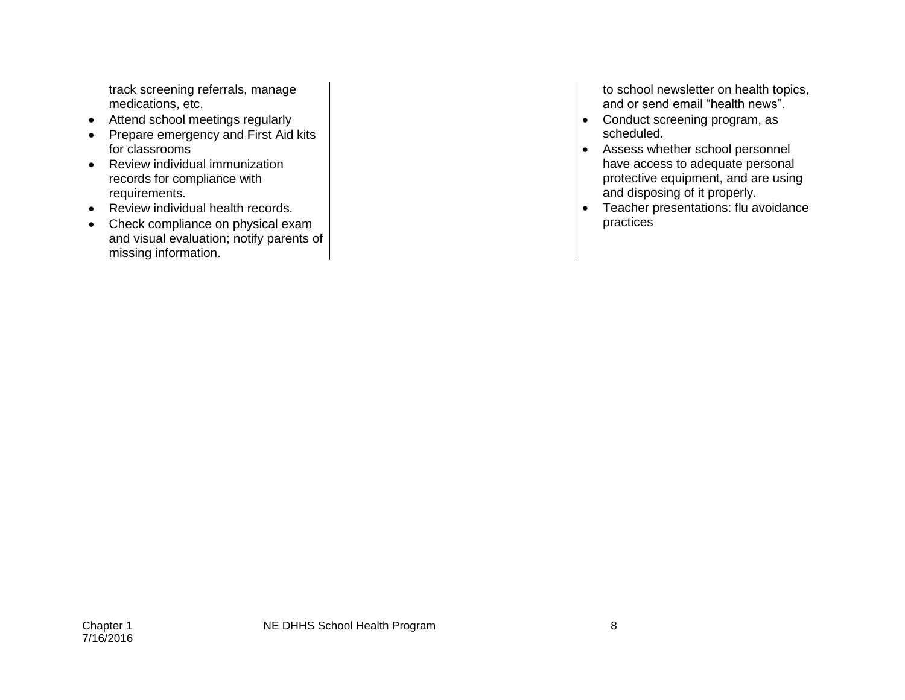track screening referrals, manage medications, etc.

- Attend school meetings regularly
- Prepare emergency and First Aid kits for classrooms
- Review individual immunization records for compliance with requirements.
- Review individual health records.
- Check compliance on physical exam and visual evaluation; notify parents of missing information.

to school newsletter on health topics, and or send email "health news".

- Conduct screening program, as scheduled.
- Assess whether school personnel have access to adequate personal protective equipment, and are using and disposing of it properly.
- Teacher presentations: flu avoidance practices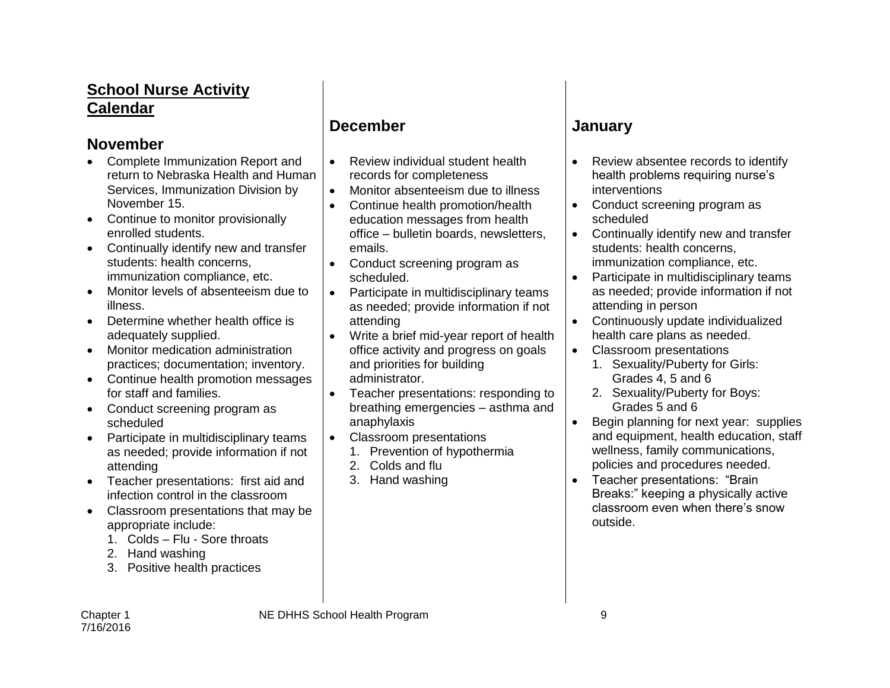## School Nurse Activity Calendar

### November

- Complete Immunization Report and return to Nebraska Health and Human Services, Immunization Division by November 15.
- Continue to monitor provisionally enrolled students.
- Continually identify new and transfer students: health concerns, immunization compliance, etc.
- Monitor levels of absenteeism due to illness.
- Determine whether health office is adequately supplied.
- Monitor medication administration practices; documentation; inventory.
- Continue health promotion messages for staff and families.
- Conduct screening program as scheduled
- Participate in multidisciplinary teams as needed; provide information if not attending
- Teacher presentations: first aid and infection control in the classroom
- Classroom presentations that may be appropriate include:
  1. Colds – Flu - Sore throats
  2. Hand washing
  3. Positive health practices

### December

- Review individual student health records for completeness
- Monitor absenteeism due to illness
- Continue health promotion/health education messages from health office – bulletin boards, newsletters, emails.
- Conduct screening program as scheduled.
- Participate in multidisciplinary teams as needed; provide information if not attending
- Write a brief mid-year report of health office activity and progress on goals and priorities for building administrator.
- Teacher presentations: responding to breathing emergencies – asthma and anaphylaxis
- Classroom presentations
  1. Prevention of hypothermia
  2. Colds and flu
  3. Hand washing

### January

- Review absentee records to identify health problems requiring nurse's interventions
- Conduct screening program as scheduled
- Continually identify new and transfer students: health concerns, immunization compliance, etc.
- Participate in multidisciplinary teams as needed; provide information if not attending in person
- Continuously update individualized health care plans as needed.
- Classroom presentations
  1. Sexuality/Puberty for Girls: Grades 4, 5 and 6
  2. Sexuality/Puberty for Boys: Grades 5 and 6
- Begin planning for next year: supplies and equipment, health education, staff wellness, family communications, policies and procedures needed.
- Teacher presentations: "Brain Breaks:" keeping a physically active classroom even when there's snow outside.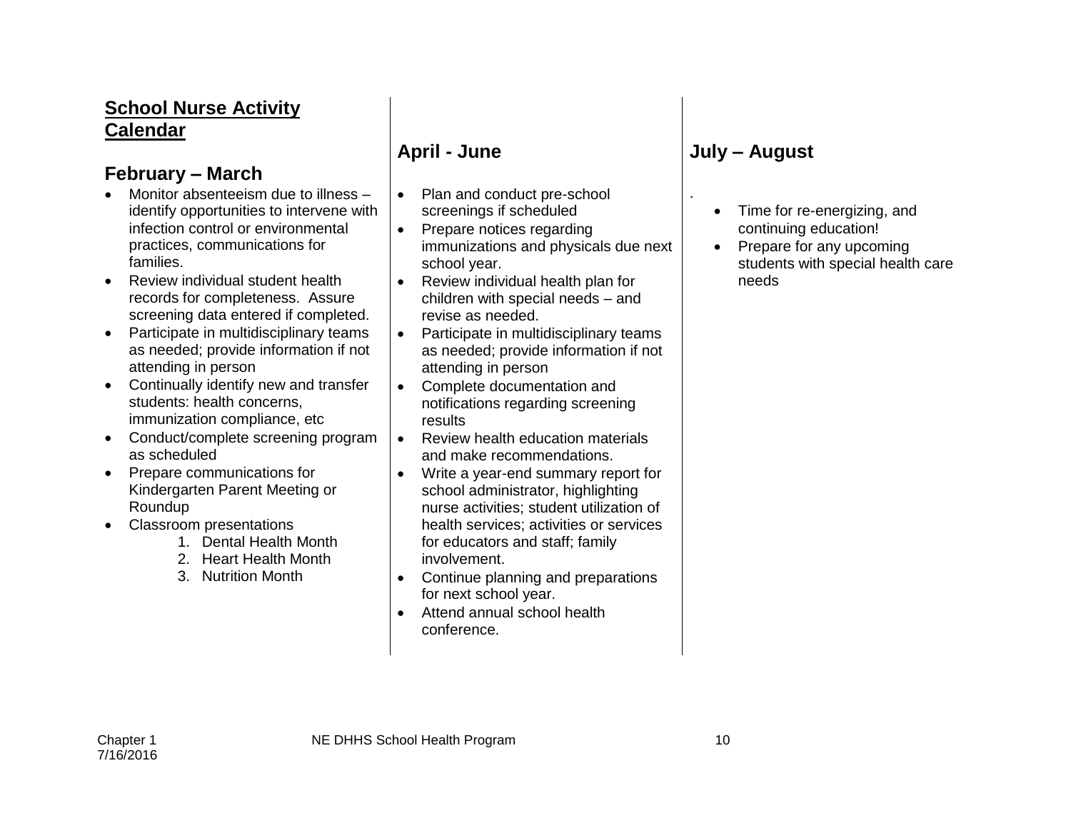## School Nurse Activity Calendar

### February – March

- Monitor absenteeism due to illness – identify opportunities to intervene with infection control or environmental practices, communications for families.
- Review individual student health records for completeness. Assure screening data entered if completed.
- Participate in multidisciplinary teams as needed; provide information if not attending in person
- Continually identify new and transfer students: health concerns, immunization compliance, etc
- Conduct/complete screening program as scheduled
- Prepare communications for Kindergarten Parent Meeting or Roundup
- Classroom presentations
    1. Dental Health Month
    2. Heart Health Month
    3. Nutrition Month

### April - June

- Plan and conduct pre-school screenings if scheduled
- Prepare notices regarding immunizations and physicals due next school year.
- Review individual health plan for children with special needs – and revise as needed.
- Participate in multidisciplinary teams as needed; provide information if not attending in person
- Complete documentation and notifications regarding screening results
- Review health education materials and make recommendations.
- Write a year-end summary report for school administrator, highlighting nurse activities; student utilization of health services; activities or services for educators and staff; family involvement.
- Continue planning and preparations for next school year.
- Attend annual school health conference.

### July – August

.

- Time for re-energizing, and continuing education!
- Prepare for any upcoming students with special health care needs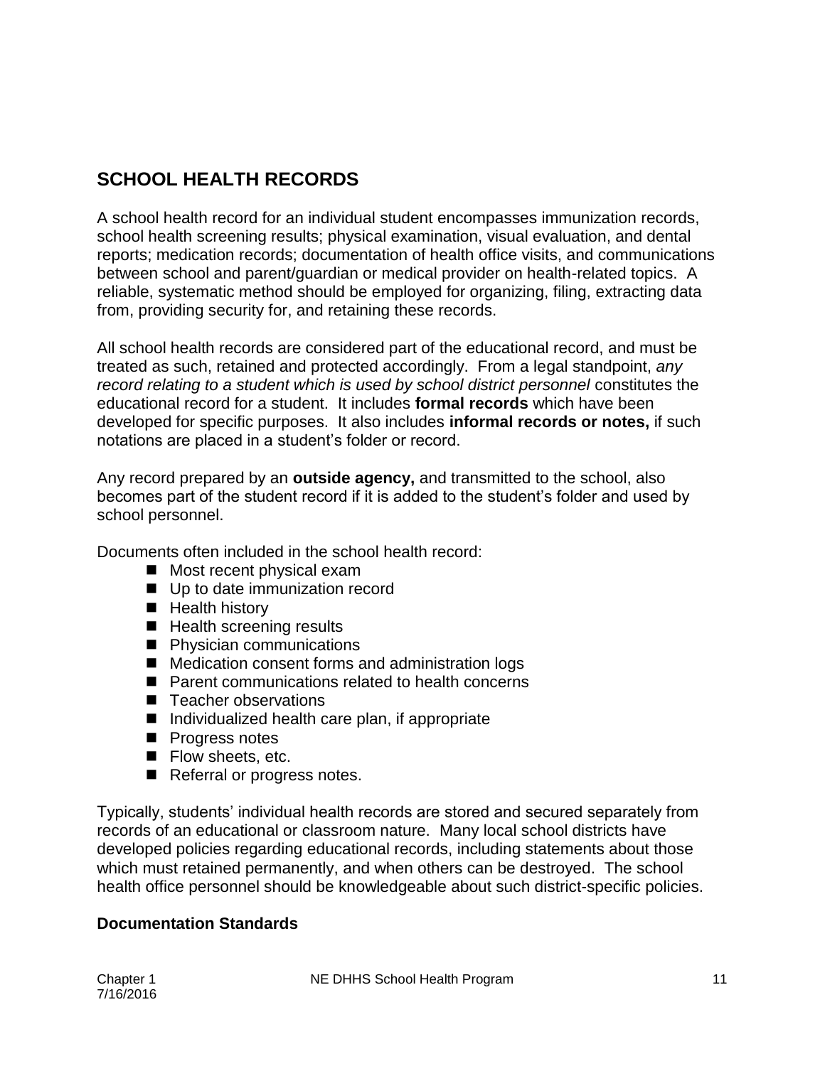## SCHOOL HEALTH RECORDS

A school health record for an individual student encompasses immunization records, school health screening results; physical examination, visual evaluation, and dental reports; medication records; documentation of health office visits, and communications between school and parent/guardian or medical provider on health-related topics. A reliable, systematic method should be employed for organizing, filing, extracting data from, providing security for, and retaining these records.

All school health records are considered part of the educational record, and must be treated as such, retained and protected accordingly. From a legal standpoint, *any record relating to a student which is used by school district personnel* constitutes the educational record for a student. It includes **formal records** which have been developed for specific purposes. It also includes **informal records or notes,** if such notations are placed in a student's folder or record.

Any record prepared by an **outside agency,** and transmitted to the school, also becomes part of the student record if it is added to the student's folder and used by school personnel.

Documents often included in the school health record:

- Most recent physical exam
- Up to date immunization record
- Health history
- Health screening results
- Physician communications
- Medication consent forms and administration logs
- Parent communications related to health concerns
- Teacher observations
- Individualized health care plan, if appropriate
- Progress notes
- Flow sheets, etc.
- Referral or progress notes.

Typically, students' individual health records are stored and secured separately from records of an educational or classroom nature. Many local school districts have developed policies regarding educational records, including statements about those which must retained permanently, and when others can be destroyed. The school health office personnel should be knowledgeable about such district-specific policies.

### Documentation Standards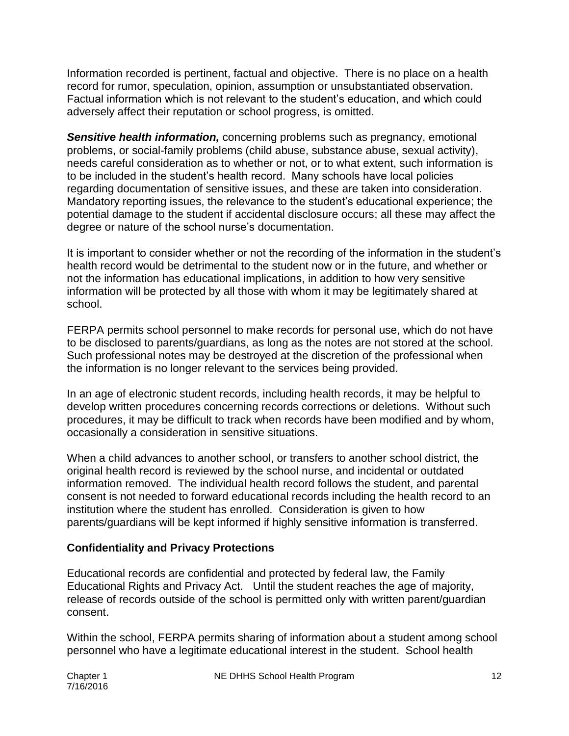Information recorded is pertinent, factual and objective. There is no place on a health record for rumor, speculation, opinion, assumption or unsubstantiated observation. Factual information which is not relevant to the student's education, and which could adversely affect their reputation or school progress, is omitted.

***Sensitive health information,*** concerning problems such as pregnancy, emotional problems, or social-family problems (child abuse, substance abuse, sexual activity), needs careful consideration as to whether or not, or to what extent, such information is to be included in the student's health record. Many schools have local policies regarding documentation of sensitive issues, and these are taken into consideration. Mandatory reporting issues, the relevance to the student's educational experience; the potential damage to the student if accidental disclosure occurs; all these may affect the degree or nature of the school nurse's documentation.

It is important to consider whether or not the recording of the information in the student's health record would be detrimental to the student now or in the future, and whether or not the information has educational implications, in addition to how very sensitive information will be protected by all those with whom it may be legitimately shared at school.

FERPA permits school personnel to make records for personal use, which do not have to be disclosed to parents/guardians, as long as the notes are not stored at the school. Such professional notes may be destroyed at the discretion of the professional when the information is no longer relevant to the services being provided.

In an age of electronic student records, including health records, it may be helpful to develop written procedures concerning records corrections or deletions. Without such procedures, it may be difficult to track when records have been modified and by whom, occasionally a consideration in sensitive situations.

When a child advances to another school, or transfers to another school district, the original health record is reviewed by the school nurse, and incidental or outdated information removed. The individual health record follows the student, and parental consent is not needed to forward educational records including the health record to an institution where the student has enrolled. Consideration is given to how parents/guardians will be kept informed if highly sensitive information is transferred.

## Confidentiality and Privacy Protections

Educational records are confidential and protected by federal law, the Family Educational Rights and Privacy Act. Until the student reaches the age of majority, release of records outside of the school is permitted only with written parent/guardian consent.

Within the school, FERPA permits sharing of information about a student among school personnel who have a legitimate educational interest in the student. School health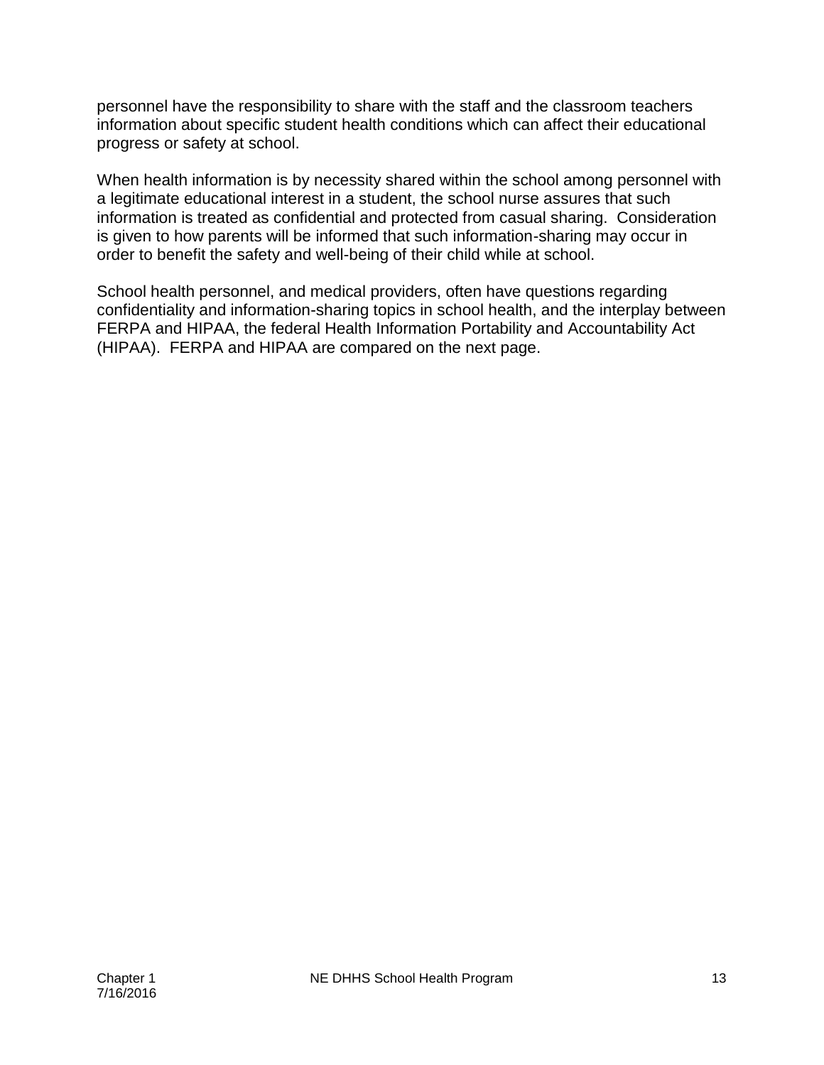personnel have the responsibility to share with the staff and the classroom teachers information about specific student health conditions which can affect their educational progress or safety at school.

When health information is by necessity shared within the school among personnel with a legitimate educational interest in a student, the school nurse assures that such information is treated as confidential and protected from casual sharing. Consideration is given to how parents will be informed that such information-sharing may occur in order to benefit the safety and well-being of their child while at school.

School health personnel, and medical providers, often have questions regarding confidentiality and information-sharing topics in school health, and the interplay between FERPA and HIPAA, the federal Health Information Portability and Accountability Act (HIPAA). FERPA and HIPAA are compared on the next page.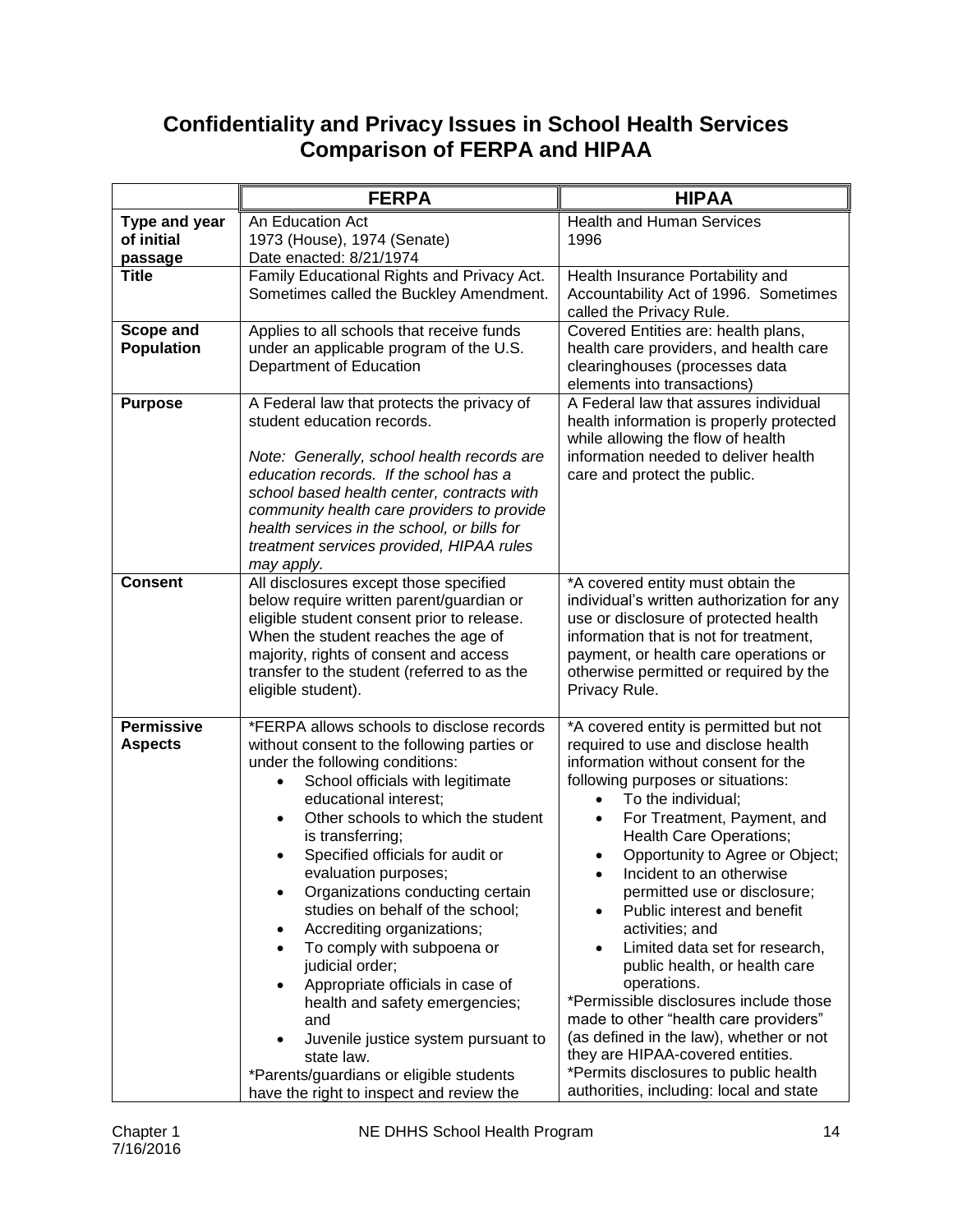# Confidentiality and Privacy Issues in School Health Services
# Comparison of FERPA and HIPAA

| | FERPA | HIPAA |
|---|---|---|
| **Type and year of initial passage** | An Education Act<br>1973 (House), 1974 (Senate)<br>Date enacted: 8/21/1974 | Health and Human Services<br>1996 |
| **Title** | Family Educational Rights and Privacy Act. Sometimes called the Buckley Amendment. | Health Insurance Portability and Accountability Act of 1996. Sometimes called the Privacy Rule. |
| **Scope and Population** | Applies to all schools that receive funds under an applicable program of the U.S. Department of Education | Covered Entities are: health plans, health care providers, and health care clearinghouses (processes data elements into transactions) |
| **Purpose** | A Federal law that protects the privacy of student education records.<br><br>*Note: Generally, school health records are education records. If the school has a school based health center, contracts with community health care providers to provide health services in the school, or bills for treatment services provided, HIPAA rules may apply.* | A Federal law that assures individual health information is properly protected while allowing the flow of health information needed to deliver health care and protect the public. |
| **Consent** | All disclosures except those specified below require written parent/guardian or eligible student consent prior to release. When the student reaches the age of majority, rights of consent and access transfer to the student (referred to as the eligible student). | *A covered entity must obtain the individual's written authorization for any use or disclosure of protected health information that is not for treatment, payment, or health care operations or otherwise permitted or required by the Privacy Rule. |
| **Permissive Aspects** | *FERPA allows schools to disclose records without consent to the following parties or under the following conditions:<br>• School officials with legitimate educational interest;<br>• Other schools to which the student is transferring;<br>• Specified officials for audit or evaluation purposes;<br>• Organizations conducting certain studies on behalf of the school;<br>• Accrediting organizations;<br>• To comply with subpoena or judicial order;<br>• Appropriate officials in case of health and safety emergencies; and<br>• Juvenile justice system pursuant to state law.<br>*Parents/guardians or eligible students have the right to inspect and review the | *A covered entity is permitted but not required to use and disclose health information without consent for the following purposes or situations:<br>• To the individual;<br>• For Treatment, Payment, and Health Care Operations;<br>• Opportunity to Agree or Object;<br>• Incident to an otherwise permitted use or disclosure;<br>• Public interest and benefit activities; and<br>• Limited data set for research, public health, or health care operations.<br>*Permissible disclosures include those made to other "health care providers" (as defined in the law), whether or not they are HIPAA-covered entities.<br>*Permits disclosures to public health authorities, including: local and state |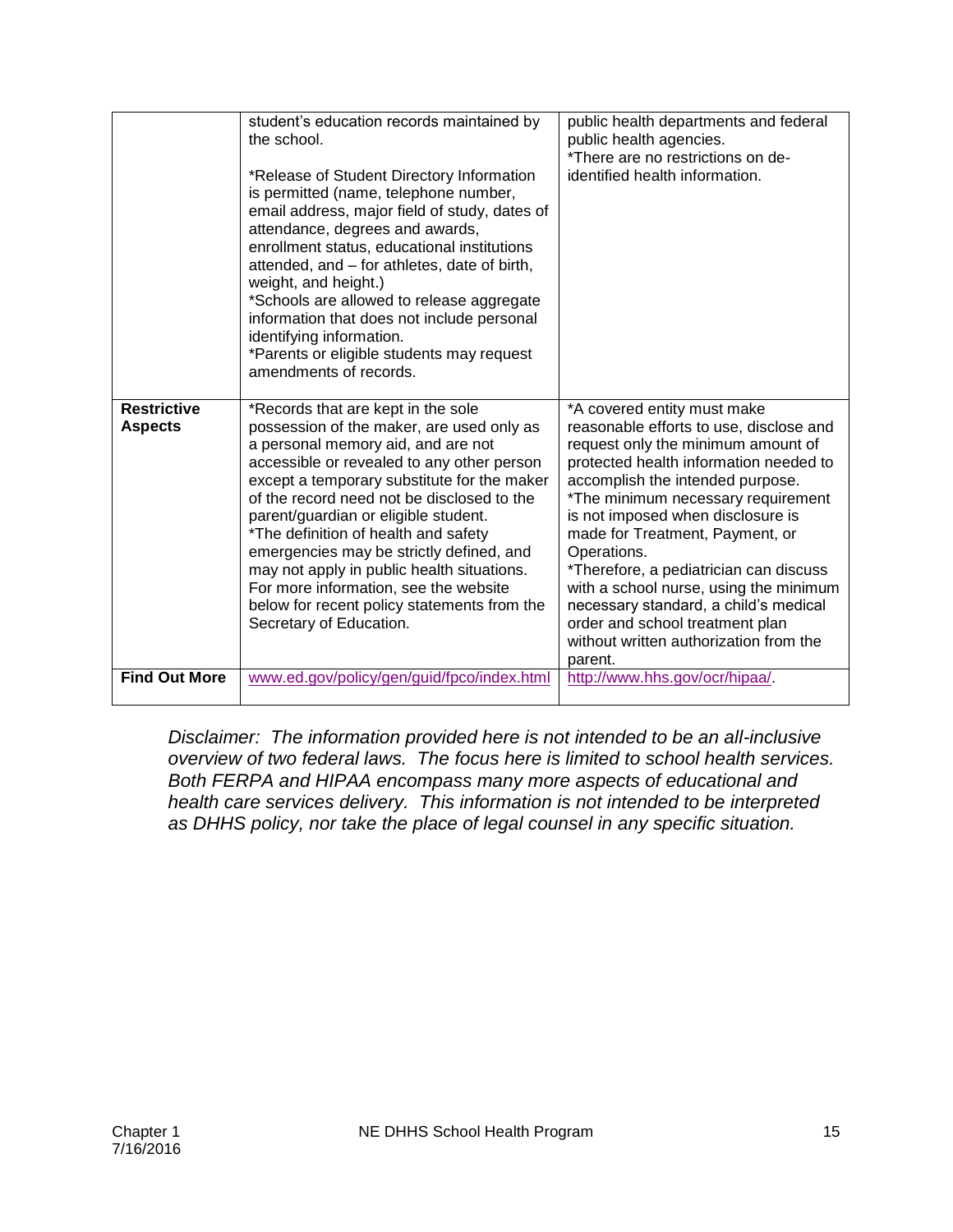| | | |
|---|---|---|
| | student's education records maintained by the school.<br><br>*Release of Student Directory Information is permitted (name, telephone number, email address, major field of study, dates of attendance, degrees and awards, enrollment status, educational institutions attended, and – for athletes, date of birth, weight, and height.)<br>*Schools are allowed to release aggregate information that does not include personal identifying information.<br>*Parents or eligible students may request amendments of records. | public health departments and federal public health agencies.<br>*There are no restrictions on de-identified health information. |
| **Restrictive Aspects** | *Records that are kept in the sole possession of the maker, are used only as a personal memory aid, and are not accessible or revealed to any other person except a temporary substitute for the maker of the record need not be disclosed to the parent/guardian or eligible student.<br>*The definition of health and safety emergencies may be strictly defined, and may not apply in public health situations. For more information, see the website below for recent policy statements from the Secretary of Education. | *A covered entity must make reasonable efforts to use, disclose and request only the minimum amount of protected health information needed to accomplish the intended purpose.<br>*The minimum necessary requirement is not imposed when disclosure is made for Treatment, Payment, or Operations.<br>*Therefore, a pediatrician can discuss with a school nurse, using the minimum necessary standard, a child's medical order and school treatment plan without written authorization from the parent. |
| **Find Out More** | www.ed.gov/policy/gen/guid/fpco/index.html | http://www.hhs.gov/ocr/hipaa/. |

*Disclaimer: The information provided here is not intended to be an all-inclusive overview of two federal laws. The focus here is limited to school health services. Both FERPA and HIPAA encompass many more aspects of educational and health care services delivery. This information is not intended to be interpreted as DHHS policy, nor take the place of legal counsel in any specific situation.*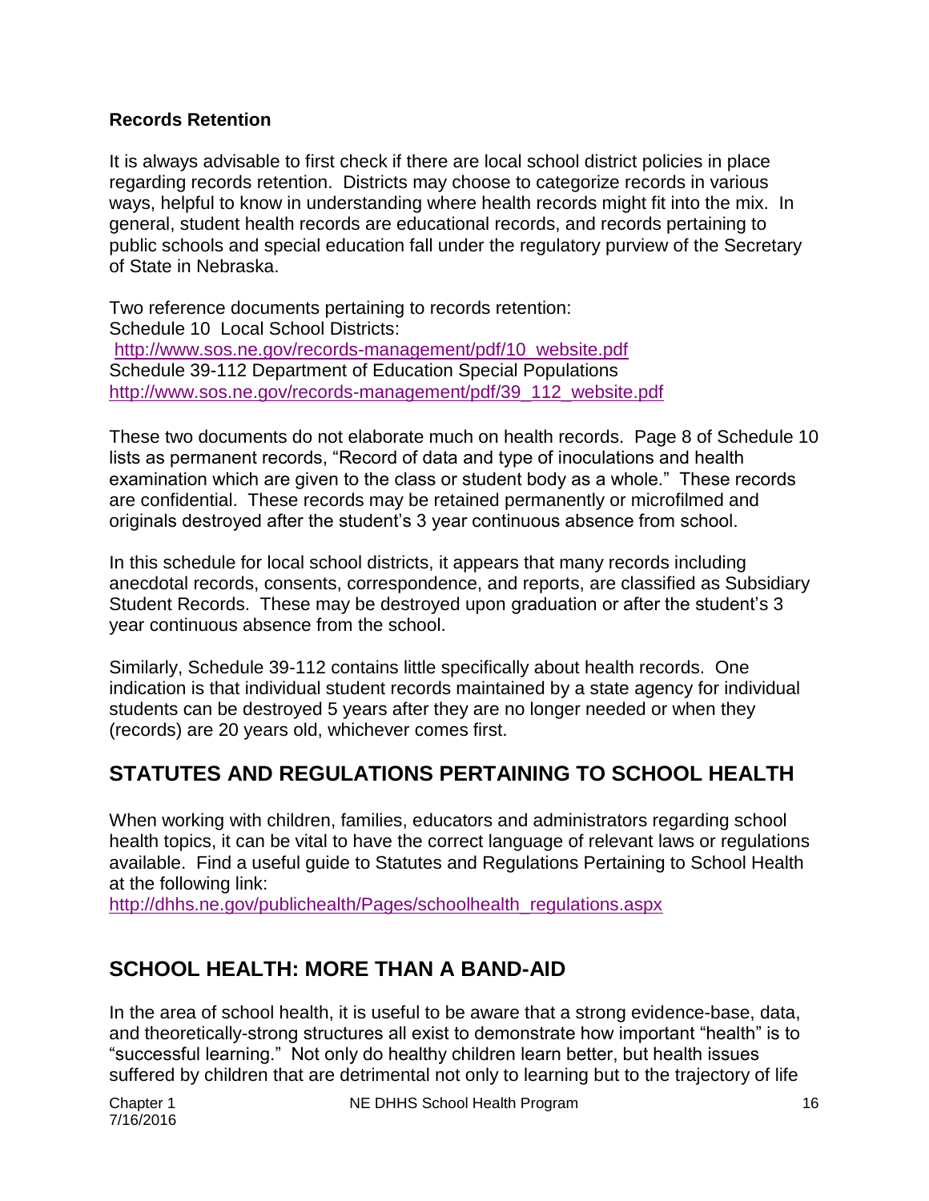**Records Retention**

It is always advisable to first check if there are local school district policies in place regarding records retention. Districts may choose to categorize records in various ways, helpful to know in understanding where health records might fit into the mix. In general, student health records are educational records, and records pertaining to public schools and special education fall under the regulatory purview of the Secretary of State in Nebraska.

Two reference documents pertaining to records retention:
Schedule 10 Local School Districts:
http://www.sos.ne.gov/records-management/pdf/10_website.pdf
Schedule 39-112 Department of Education Special Populations
http://www.sos.ne.gov/records-management/pdf/39_112_website.pdf

These two documents do not elaborate much on health records. Page 8 of Schedule 10 lists as permanent records, "Record of data and type of inoculations and health examination which are given to the class or student body as a whole." These records are confidential. These records may be retained permanently or microfilmed and originals destroyed after the student's 3 year continuous absence from school.

In this schedule for local school districts, it appears that many records including anecdotal records, consents, correspondence, and reports, are classified as Subsidiary Student Records. These may be destroyed upon graduation or after the student's 3 year continuous absence from the school.

Similarly, Schedule 39-112 contains little specifically about health records. One indication is that individual student records maintained by a state agency for individual students can be destroyed 5 years after they are no longer needed or when they (records) are 20 years old, whichever comes first.

## STATUTES AND REGULATIONS PERTAINING TO SCHOOL HEALTH

When working with children, families, educators and administrators regarding school health topics, it can be vital to have the correct language of relevant laws or regulations available. Find a useful guide to Statutes and Regulations Pertaining to School Health at the following link:
http://dhhs.ne.gov/publichealth/Pages/schoolhealth_regulations.aspx

## SCHOOL HEALTH: MORE THAN A BAND-AID

In the area of school health, it is useful to be aware that a strong evidence-base, data, and theoretically-strong structures all exist to demonstrate how important "health" is to "successful learning." Not only do healthy children learn better, but health issues suffered by children that are detrimental not only to learning but to the trajectory of life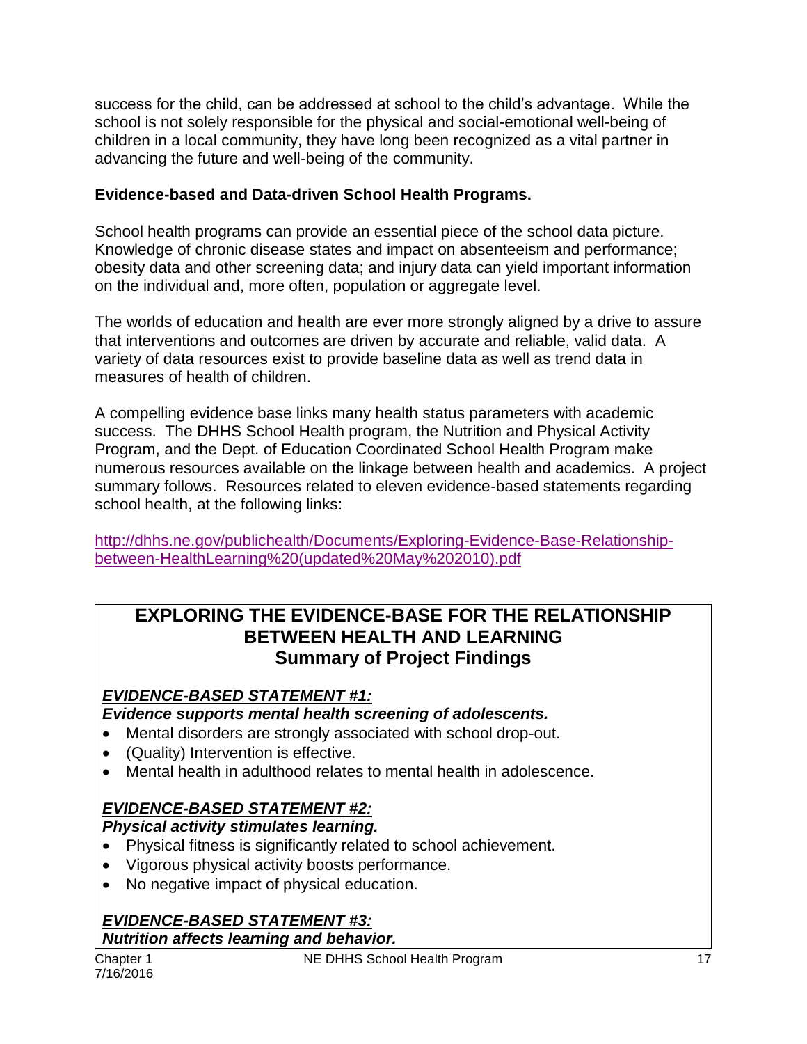success for the child, can be addressed at school to the child's advantage. While the school is not solely responsible for the physical and social-emotional well-being of children in a local community, they have long been recognized as a vital partner in advancing the future and well-being of the community.

**Evidence-based and Data-driven School Health Programs.**

School health programs can provide an essential piece of the school data picture. Knowledge of chronic disease states and impact on absenteeism and performance; obesity data and other screening data; and injury data can yield important information on the individual and, more often, population or aggregate level.

The worlds of education and health are ever more strongly aligned by a drive to assure that interventions and outcomes are driven by accurate and reliable, valid data. A variety of data resources exist to provide baseline data as well as trend data in measures of health of children.

A compelling evidence base links many health status parameters with academic success. The DHHS School Health program, the Nutrition and Physical Activity Program, and the Dept. of Education Coordinated School Health Program make numerous resources available on the linkage between health and academics. A project summary follows. Resources related to eleven evidence-based statements regarding school health, at the following links:

http://dhhs.ne.gov/publichealth/Documents/Exploring-Evidence-Base-Relationship-between-HealthLearning%20(updated%20May%202010).pdf

## EXPLORING THE EVIDENCE-BASE FOR THE RELATIONSHIP BETWEEN HEALTH AND LEARNING
## Summary of Project Findings

***EVIDENCE-BASED STATEMENT #1:***
***Evidence supports mental health screening of adolescents.***

- Mental disorders are strongly associated with school drop-out.
- (Quality) Intervention is effective.
- Mental health in adulthood relates to mental health in adolescence.

***EVIDENCE-BASED STATEMENT #2:***
***Physical activity stimulates learning.***

- Physical fitness is significantly related to school achievement.
- Vigorous physical activity boosts performance.
- No negative impact of physical education.

***EVIDENCE-BASED STATEMENT #3:***
***Nutrition affects learning and behavior.***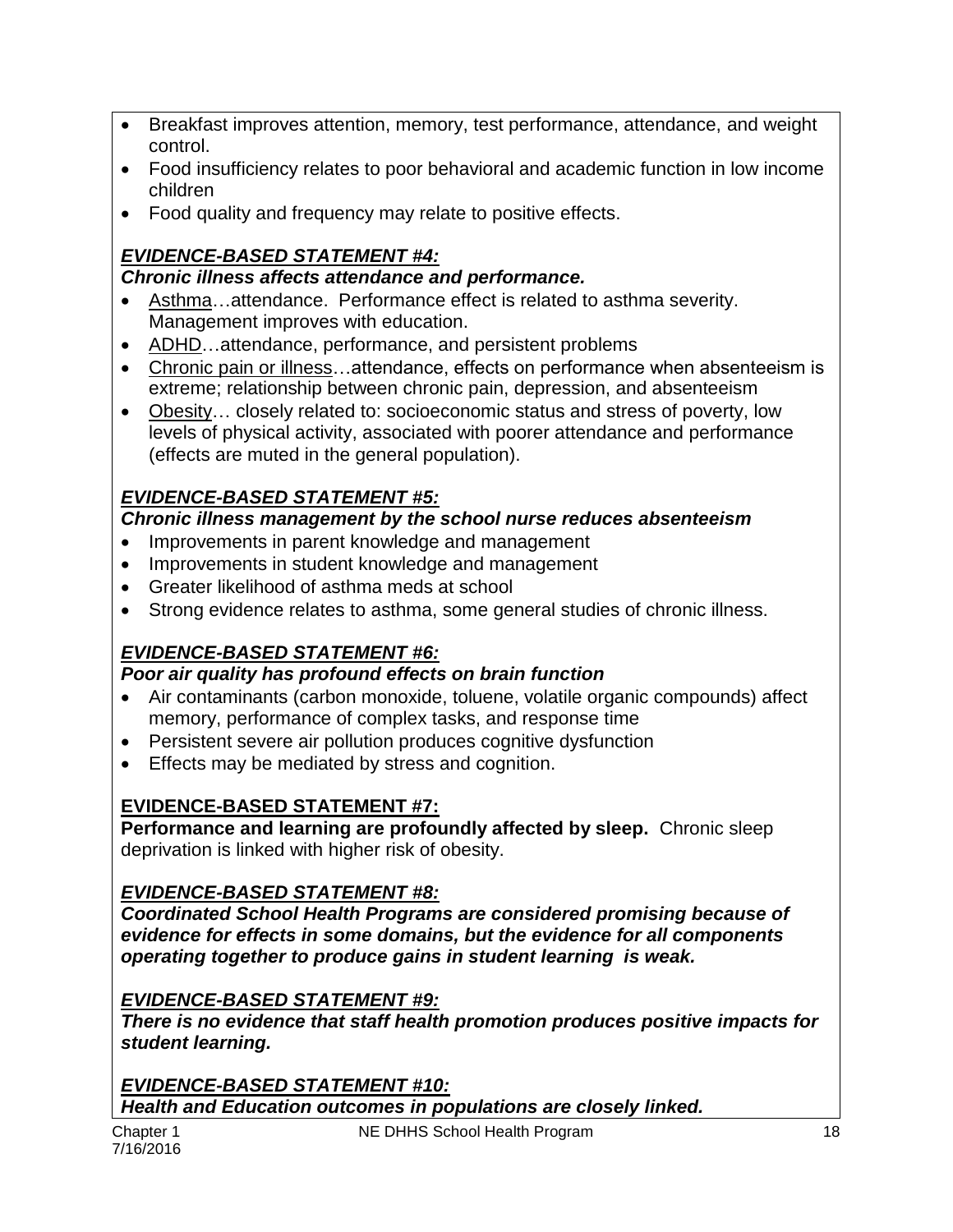- Breakfast improves attention, memory, test performance, attendance, and weight control.
- Food insufficiency relates to poor behavioral and academic function in low income children
- Food quality and frequency may relate to positive effects.

***EVIDENCE-BASED STATEMENT #4:***
***Chronic illness affects attendance and performance.***

- Asthma…attendance. Performance effect is related to asthma severity. Management improves with education.
- ADHD…attendance, performance, and persistent problems
- Chronic pain or illness…attendance, effects on performance when absenteeism is extreme; relationship between chronic pain, depression, and absenteeism
- Obesity… closely related to: socioeconomic status and stress of poverty, low levels of physical activity, associated with poorer attendance and performance (effects are muted in the general population).

***EVIDENCE-BASED STATEMENT #5:***
***Chronic illness management by the school nurse reduces absenteeism***

- Improvements in parent knowledge and management
- Improvements in student knowledge and management
- Greater likelihood of asthma meds at school
- Strong evidence relates to asthma, some general studies of chronic illness.

***EVIDENCE-BASED STATEMENT #6:***
***Poor air quality has profound effects on brain function***

- Air contaminants (carbon monoxide, toluene, volatile organic compounds) affect memory, performance of complex tasks, and response time
- Persistent severe air pollution produces cognitive dysfunction
- Effects may be mediated by stress and cognition.

**EVIDENCE-BASED STATEMENT #7:**
**Performance and learning are profoundly affected by sleep.** Chronic sleep deprivation is linked with higher risk of obesity.

***EVIDENCE-BASED STATEMENT #8:***
***Coordinated School Health Programs are considered promising because of evidence for effects in some domains, but the evidence for all components operating together to produce gains in student learning is weak.***

***EVIDENCE-BASED STATEMENT #9:***
***There is no evidence that staff health promotion produces positive impacts for student learning.***

***EVIDENCE-BASED STATEMENT #10:***
***Health and Education outcomes in populations are closely linked.***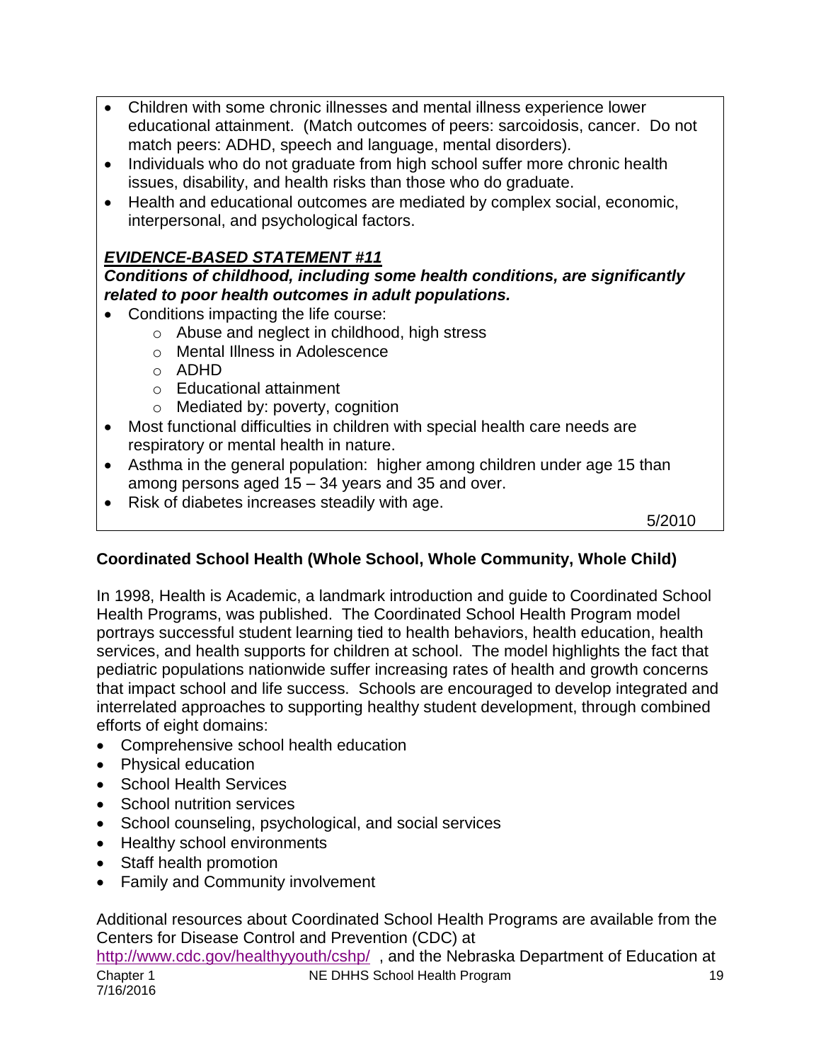- Children with some chronic illnesses and mental illness experience lower educational attainment. (Match outcomes of peers: sarcoidosis, cancer. Do not match peers: ADHD, speech and language, mental disorders).
- Individuals who do not graduate from high school suffer more chronic health issues, disability, and health risks than those who do graduate.
- Health and educational outcomes are mediated by complex social, economic, interpersonal, and psychological factors.

***<u>EVIDENCE-BASED STATEMENT #11</u>***

***Conditions of childhood, including some health conditions, are significantly related to poor health outcomes in adult populations.***

- Conditions impacting the life course:
  - Abuse and neglect in childhood, high stress
  - Mental Illness in Adolescence
  - ADHD
  - Educational attainment
  - Mediated by: poverty, cognition
- Most functional difficulties in children with special health care needs are respiratory or mental health in nature.
- Asthma in the general population: higher among children under age 15 than among persons aged 15 – 34 years and 35 and over.
- Risk of diabetes increases steadily with age.

5/2010

**Coordinated School Health (Whole School, Whole Community, Whole Child)**

In 1998, Health is Academic, a landmark introduction and guide to Coordinated School Health Programs, was published. The Coordinated School Health Program model portrays successful student learning tied to health behaviors, health education, health services, and health supports for children at school. The model highlights the fact that pediatric populations nationwide suffer increasing rates of health and growth concerns that impact school and life success. Schools are encouraged to develop integrated and interrelated approaches to supporting healthy student development, through combined efforts of eight domains:

- Comprehensive school health education
- Physical education
- School Health Services
- School nutrition services
- School counseling, psychological, and social services
- Healthy school environments
- Staff health promotion
- Family and Community involvement

Additional resources about Coordinated School Health Programs are available from the Centers for Disease Control and Prevention (CDC) at http://www.cdc.gov/healthyyouth/cshp/ , and the Nebraska Department of Education at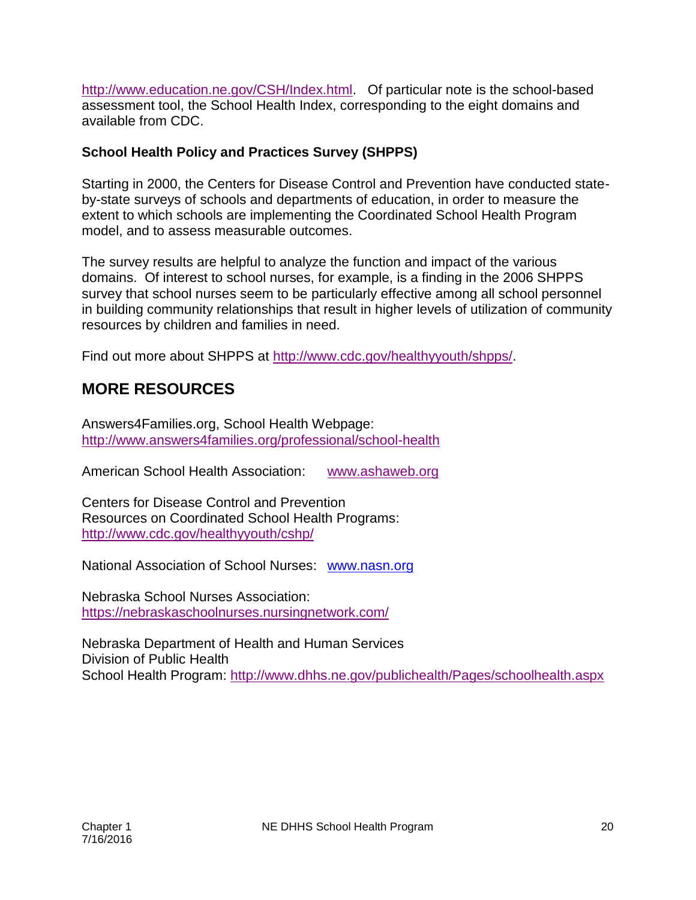http://www.education.ne.gov/CSH/Index.html. Of particular note is the school-based assessment tool, the School Health Index, corresponding to the eight domains and available from CDC.

**School Health Policy and Practices Survey (SHPPS)**

Starting in 2000, the Centers for Disease Control and Prevention have conducted state-by-state surveys of schools and departments of education, in order to measure the extent to which schools are implementing the Coordinated School Health Program model, and to assess measurable outcomes.

The survey results are helpful to analyze the function and impact of the various domains. Of interest to school nurses, for example, is a finding in the 2006 SHPPS survey that school nurses seem to be particularly effective among all school personnel in building community relationships that result in higher levels of utilization of community resources by children and families in need.

Find out more about SHPPS at http://www.cdc.gov/healthyyouth/shpps/.

## MORE RESOURCES

Answers4Families.org, School Health Webpage:
http://www.answers4families.org/professional/school-health

American School Health Association: www.ashaweb.org

Centers for Disease Control and Prevention
Resources on Coordinated School Health Programs:
http://www.cdc.gov/healthyyouth/cshp/

National Association of School Nurses: www.nasn.org

Nebraska School Nurses Association:
https://nebraskaschoolnurses.nursingnetwork.com/

Nebraska Department of Health and Human Services
Division of Public Health
School Health Program: http://www.dhhs.ne.gov/publichealth/Pages/schoolhealth.aspx